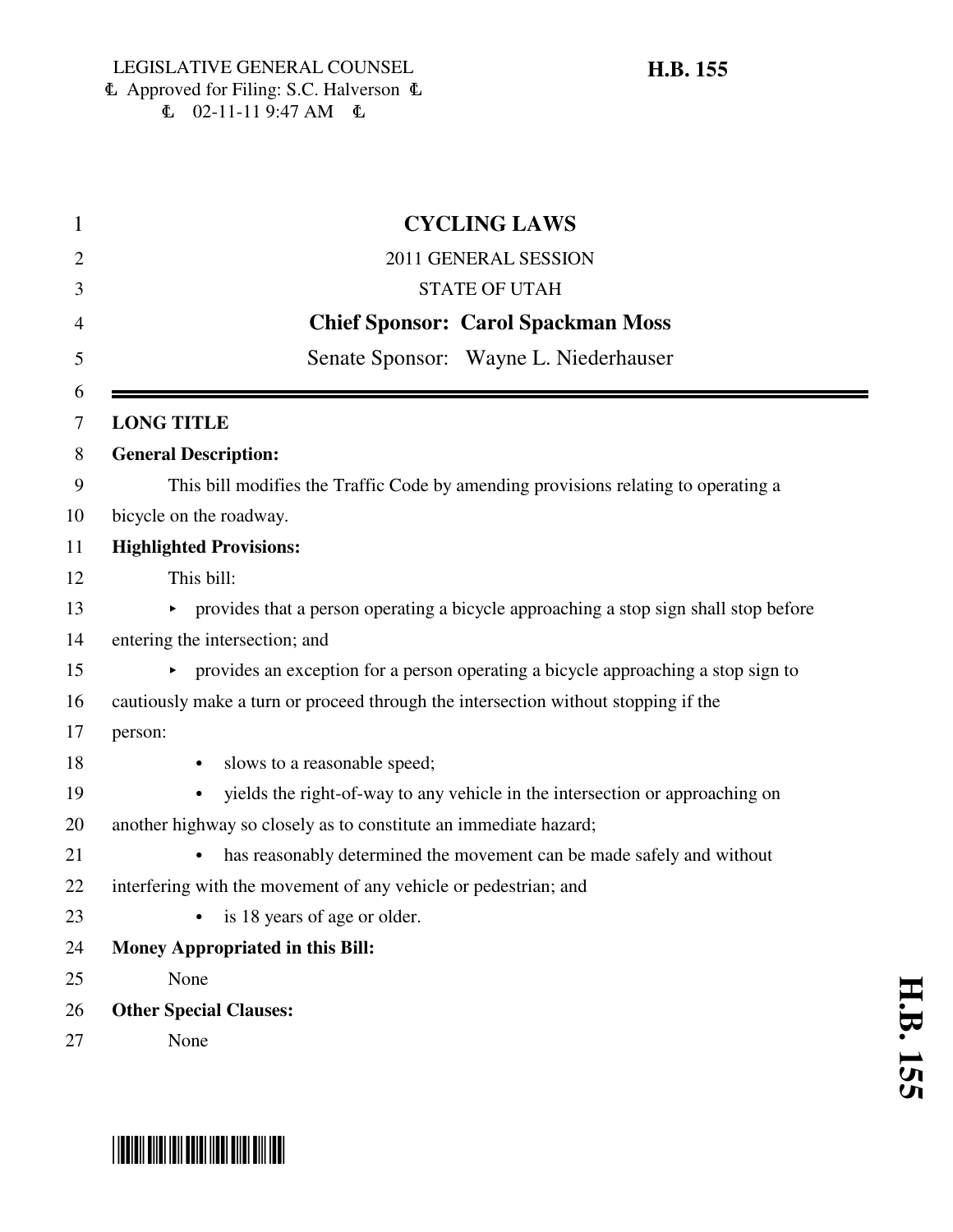LEGISLATIVE GENERAL COUNSEL
Approved for Filing: S.C. Halverson
02-11-11 9:47 AM

**H.B. 155**

# CYCLING LAWS

2011 GENERAL SESSION

STATE OF UTAH

**Chief Sponsor: Carol Spackman Moss**

Senate Sponsor: Wayne L. Niederhauser

---

**LONG TITLE**

**General Description:**

This bill modifies the Traffic Code by amending provisions relating to operating a bicycle on the roadway.

**Highlighted Provisions:**

This bill:

- provides that a person operating a bicycle approaching a stop sign shall stop before entering the intersection; and
- provides an exception for a person operating a bicycle approaching a stop sign to cautiously make a turn or proceed through the intersection without stopping if the person:
  - slows to a reasonable speed;
  - yields the right-of-way to any vehicle in the intersection or approaching on another highway so closely as to constitute an immediate hazard;
  - has reasonably determined the movement can be made safely and without interfering with the movement of any vehicle or pedestrian; and
  - is 18 years of age or older.

**Money Appropriated in this Bill:**

None

**Other Special Clauses:**

None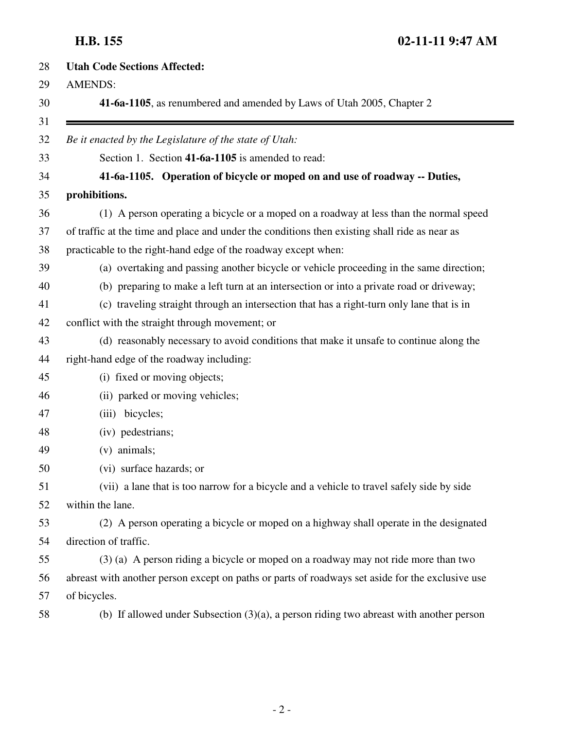**Utah Code Sections Affected:**

AMENDS:

**41-6a-1105**, as renumbered and amended by Laws of Utah 2005, Chapter 2

---

*Be it enacted by the Legislature of the state of Utah:*

Section 1. Section **41-6a-1105** is amended to read:

**41-6a-1105. Operation of bicycle or moped on and use of roadway -- Duties, prohibitions.**

(1) A person operating a bicycle or a moped on a roadway at less than the normal speed of traffic at the time and place and under the conditions then existing shall ride as near as practicable to the right-hand edge of the roadway except when:

(a) overtaking and passing another bicycle or vehicle proceeding in the same direction;

(b) preparing to make a left turn at an intersection or into a private road or driveway;

(c) traveling straight through an intersection that has a right-turn only lane that is in conflict with the straight through movement; or

(d) reasonably necessary to avoid conditions that make it unsafe to continue along the right-hand edge of the roadway including:

(i) fixed or moving objects;

(ii) parked or moving vehicles;

(iii) bicycles;

(iv) pedestrians;

(v) animals;

(vi) surface hazards; or

(vii) a lane that is too narrow for a bicycle and a vehicle to travel safely side by side within the lane.

(2) A person operating a bicycle or moped on a highway shall operate in the designated direction of traffic.

(3) (a) A person riding a bicycle or moped on a roadway may not ride more than two abreast with another person except on paths or parts of roadways set aside for the exclusive use of bicycles.

(b) If allowed under Subsection (3)(a), a person riding two abreast with another person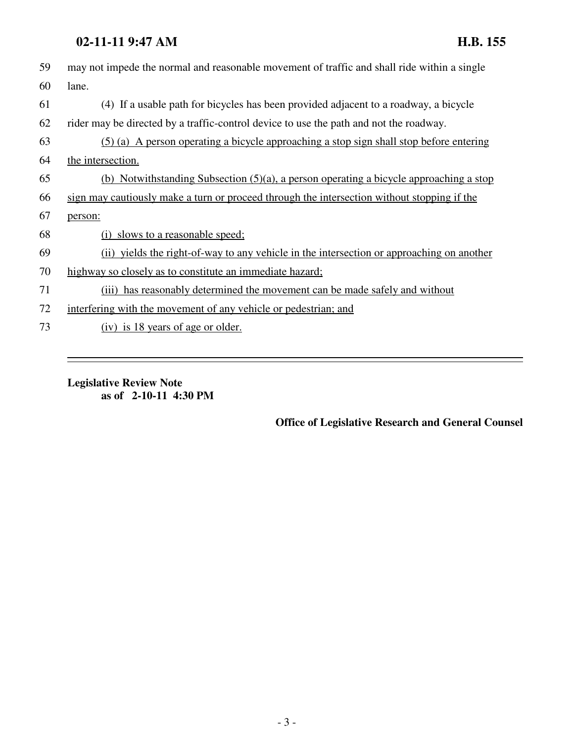59 may not impede the normal and reasonable movement of traffic and shall ride within a single
60 lane.

61 (4) If a usable path for bicycles has been provided adjacent to a roadway, a bicycle
62 rider may be directed by a traffic-control device to use the path and not the roadway.

63 <u>(5) (a) A person operating a bicycle approaching a stop sign shall stop before entering</u>
64 <u>the intersection.</u>

65 <u>(b) Notwithstanding Subsection (5)(a), a person operating a bicycle approaching a stop</u>
66 <u>sign may cautiously make a turn or proceed through the intersection without stopping if the</u>
67 <u>person:</u>

68 <u>(i) slows to a reasonable speed;</u>

69 <u>(ii) yields the right-of-way to any vehicle in the intersection or approaching on another</u>
70 <u>highway so closely as to constitute an immediate hazard;</u>

71 <u>(iii) has reasonably determined the movement can be made safely and without</u>
72 <u>interfering with the movement of any vehicle or pedestrian; and</u>

73 <u>(iv) is 18 years of age or older.</u>

---

**Legislative Review Note**
**as of 2-10-11 4:30 PM**

**Office of Legislative Research and General Counsel**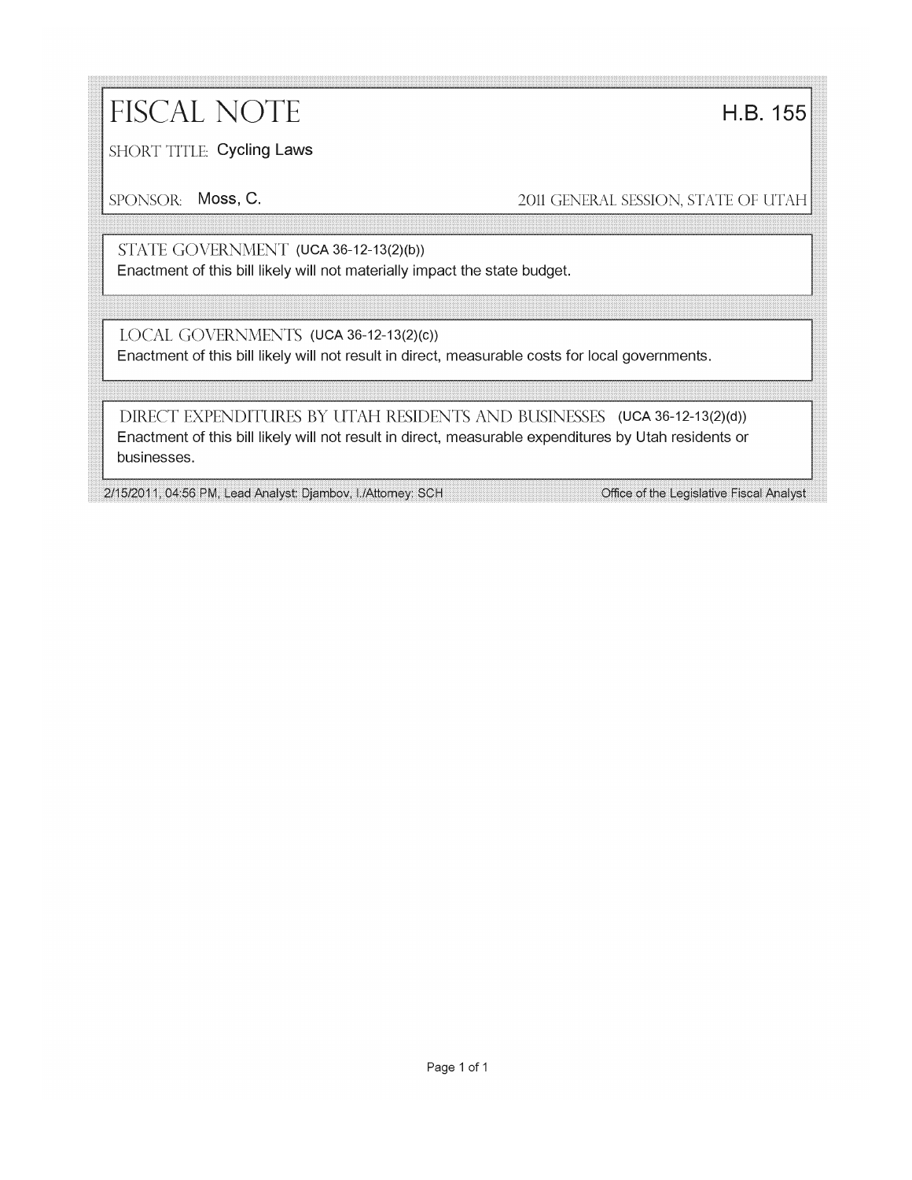# FISCAL NOTE

**H.B. 155**

SHORT TITLE: Cycling Laws

SPONSOR: Moss, C.

2011 GENERAL SESSION, STATE OF UTAH

## STATE GOVERNMENT (UCA 36-12-13(2)(b))

Enactment of this bill likely will not materially impact the state budget.

## LOCAL GOVERNMENTS (UCA 36-12-13(2)(c))

Enactment of this bill likely will not result in direct, measurable costs for local governments.

## DIRECT EXPENDITURES BY UTAH RESIDENTS AND BUSINESSES (UCA 36-12-13(2)(d))

Enactment of this bill likely will not result in direct, measurable expenditures by Utah residents or businesses.

2/15/2011, 04:56 PM, Lead Analyst: Djambov, I./Attorney: SCH

Office of the Legislative Fiscal Analyst